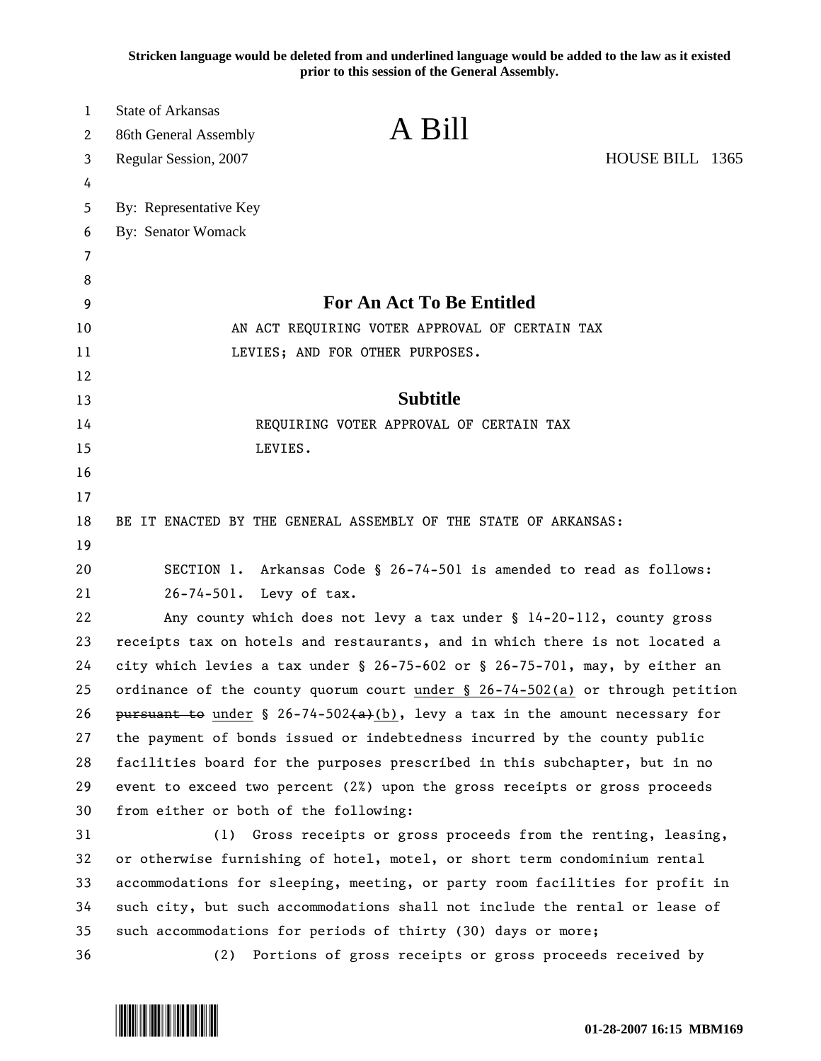Stricken language would be deleted from and underlined language would be added to the law as it existed prior to this session of the General Assembly.

State of Arkansas
86th General Assembly
Regular Session, 2007

# A Bill

HOUSE BILL 1365

By: Representative Key
By: Senator Womack

## For An Act To Be Entitled

AN ACT REQUIRING VOTER APPROVAL OF CERTAIN TAX LEVIES; AND FOR OTHER PURPOSES.

## Subtitle

REQUIRING VOTER APPROVAL OF CERTAIN TAX LEVIES.

BE IT ENACTED BY THE GENERAL ASSEMBLY OF THE STATE OF ARKANSAS:

SECTION 1. Arkansas Code § 26-74-501 is amended to read as follows:

26-74-501. Levy of tax.

Any county which does not levy a tax under § 14-20-112, county gross receipts tax on hotels and restaurants, and in which there is not located a city which levies a tax under § 26-75-602 or § 26-75-701, may, by either an ordinance of the county quorum court <u>under § 26-74-502(a)</u> or through petition ~~pursuant to~~ <u>under</u> § 26-74-502~~(a)~~<u>(b)</u>, levy a tax in the amount necessary for the payment of bonds issued or indebtedness incurred by the county public facilities board for the purposes prescribed in this subchapter, but in no event to exceed two percent (2%) upon the gross receipts or gross proceeds from either or both of the following:

(1) Gross receipts or gross proceeds from the renting, leasing, or otherwise furnishing of hotel, motel, or short term condominium rental accommodations for sleeping, meeting, or party room facilities for profit in such city, but such accommodations shall not include the rental or lease of such accommodations for periods of thirty (30) days or more;

(2) Portions of gross receipts or gross proceeds received by

01-28-2007 16:15 MBM169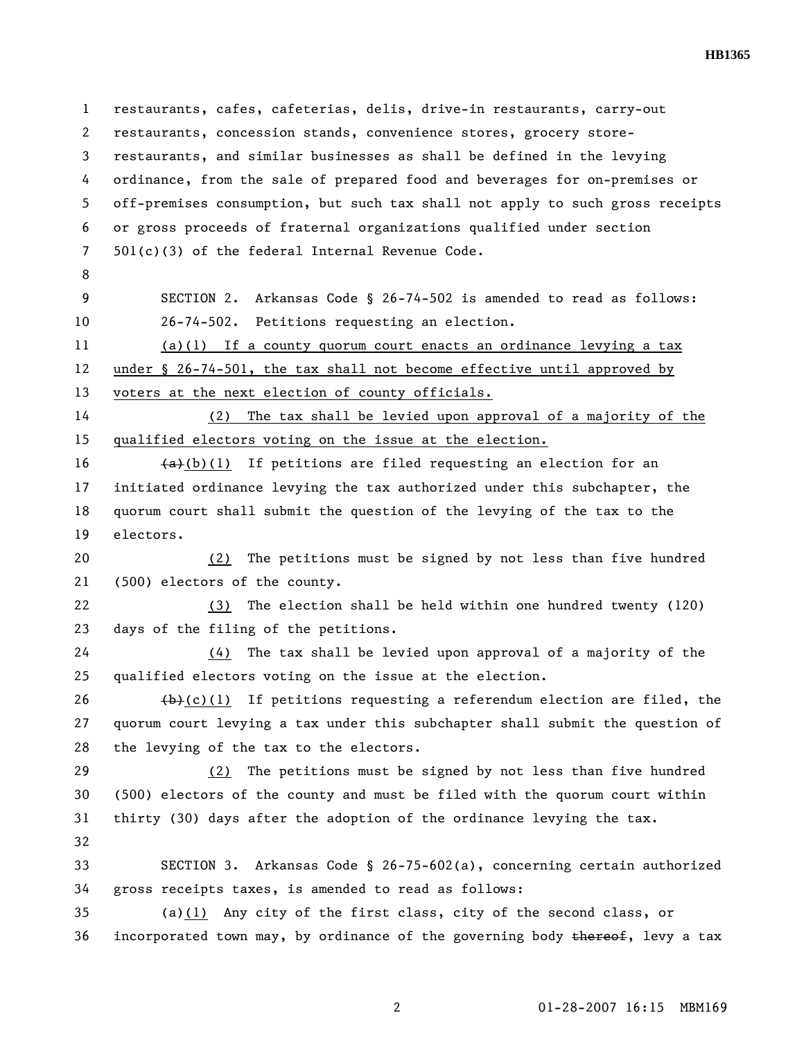restaurants, cafes, cafeterias, delis, drive-in restaurants, carry-out restaurants, concession stands, convenience stores, grocery store-restaurants, and similar businesses as shall be defined in the levying ordinance, from the sale of prepared food and beverages for on-premises or off-premises consumption, but such tax shall not apply to such gross receipts or gross proceeds of fraternal organizations qualified under section 501(c)(3) of the federal Internal Revenue Code.

SECTION 2. Arkansas Code § 26-74-502 is amended to read as follows:

26-74-502. Petitions requesting an election.

(a)(1) If a county quorum court enacts an ordinance levying a tax under § 26-74-501, the tax shall not become effective until approved by voters at the next election of county officials.

(2) The tax shall be levied upon approval of a majority of the qualified electors voting on the issue at the election.

~~(a)~~(b)(1) If petitions are filed requesting an election for an initiated ordinance levying the tax authorized under this subchapter, the quorum court shall submit the question of the levying of the tax to the electors.

(2) The petitions must be signed by not less than five hundred (500) electors of the county.

(3) The election shall be held within one hundred twenty (120) days of the filing of the petitions.

(4) The tax shall be levied upon approval of a majority of the qualified electors voting on the issue at the election.

~~(b)~~(c)(1) If petitions requesting a referendum election are filed, the quorum court levying a tax under this subchapter shall submit the question of the levying of the tax to the electors.

(2) The petitions must be signed by not less than five hundred (500) electors of the county and must be filed with the quorum court within thirty (30) days after the adoption of the ordinance levying the tax.

SECTION 3. Arkansas Code § 26-75-602(a), concerning certain authorized gross receipts taxes, is amended to read as follows:

(a)(1) Any city of the first class, city of the second class, or incorporated town may, by ordinance of the governing body ~~thereof~~, levy a tax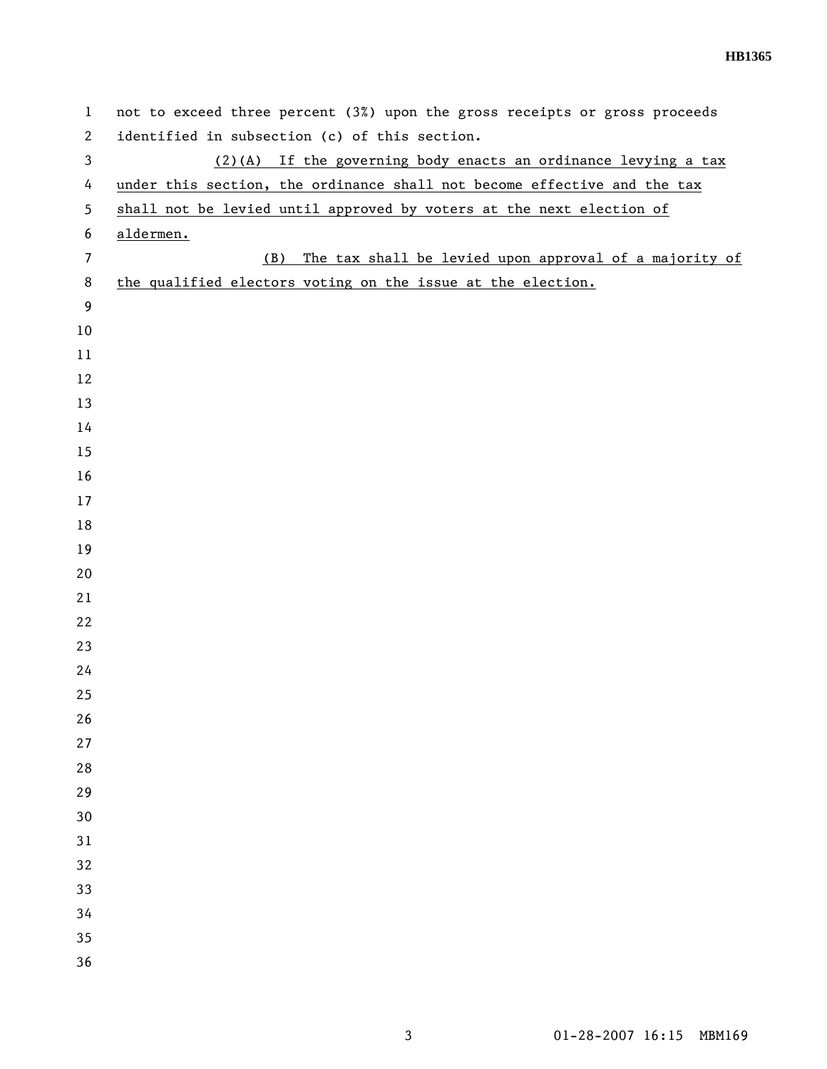not to exceed three percent (3%) upon the gross receipts or gross proceeds identified in subsection (c) of this section.

(2)(A) If the governing body enacts an ordinance levying a tax under this section, the ordinance shall not become effective and the tax shall not be levied until approved by voters at the next election of aldermen.

(B) The tax shall be levied upon approval of a majority of the qualified electors voting on the issue at the election.